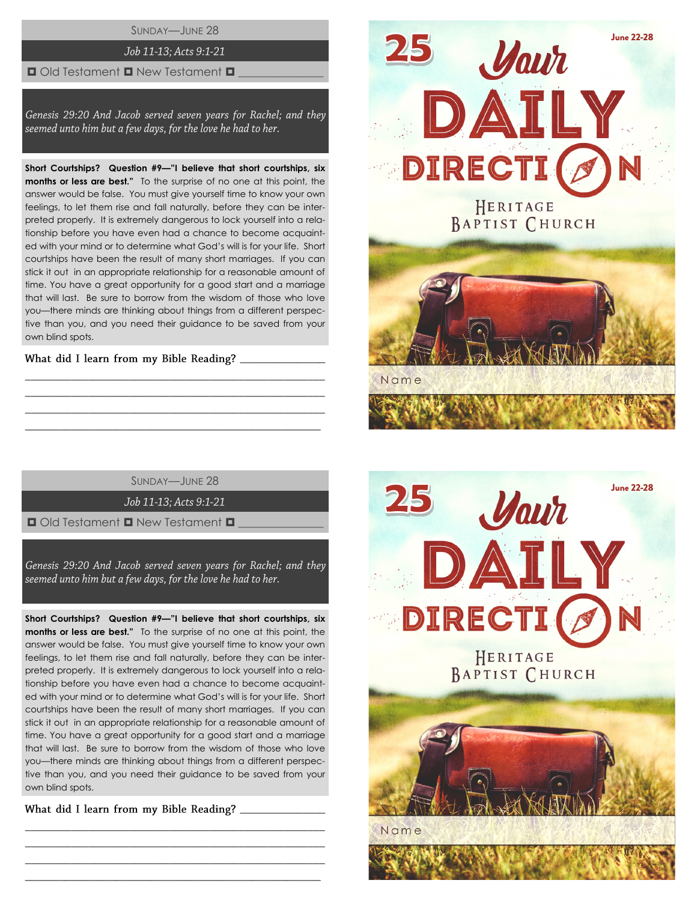SUNDAY—JUNE 28

*Job 11-13; Acts 9:1-21*

◘ Old Testament ◘ New Testament ◘ _______________

*Genesis 29:20 And Jacob served seven years for Rachel; and they seemed unto him but a few days, for the love he had to her.*

**Short Courtships? Question #9—"I believe that short courtships, six months or less are best."** To the surprise of no one at this point, the answer would be false. You must give yourself time to know your own feelings, to let them rise and fall naturally, before they can be interpreted properly. It is extremely dangerous to lock yourself into a relationship before you have even had a chance to become acquainted with your mind or to determine what God's will is for your life. Short courtships have been the result of many short marriages. If you can stick it out in an appropriate relationship for a reasonable amount of time. You have a great opportunity for a good start and a marriage that will last. Be sure to borrow from the wisdom of those who love you—there minds are thinking about things from a different perspective than you, and you need their guidance to be saved from your own blind spots.

What did I learn from my Bible Reading? _______________

_______________________________________________

_______________________________________________

_______________________________________________

_______________________________________________

25 **Your DAILY DIRECTION**

June 22-28

HERITAGE BAPTIST CHURCH

Name

SUNDAY—JUNE 28

*Job 11-13; Acts 9:1-21*

◘ Old Testament ◘ New Testament ◘ _______________

*Genesis 29:20 And Jacob served seven years for Rachel; and they seemed unto him but a few days, for the love he had to her.*

**Short Courtships? Question #9—"I believe that short courtships, six months or less are best."** To the surprise of no one at this point, the answer would be false. You must give yourself time to know your own feelings, to let them rise and fall naturally, before they can be interpreted properly. It is extremely dangerous to lock yourself into a relationship before you have even had a chance to become acquainted with your mind or to determine what God's will is for your life. Short courtships have been the result of many short marriages. If you can stick it out in an appropriate relationship for a reasonable amount of time. You have a great opportunity for a good start and a marriage that will last. Be sure to borrow from the wisdom of those who love you—there minds are thinking about things from a different perspective than you, and you need their guidance to be saved from your own blind spots.

What did I learn from my Bible Reading? _______________

_______________________________________________

_______________________________________________

_______________________________________________

_______________________________________________

25 **Your DAILY DIRECTION**

June 22-28

HERITAGE BAPTIST CHURCH

Name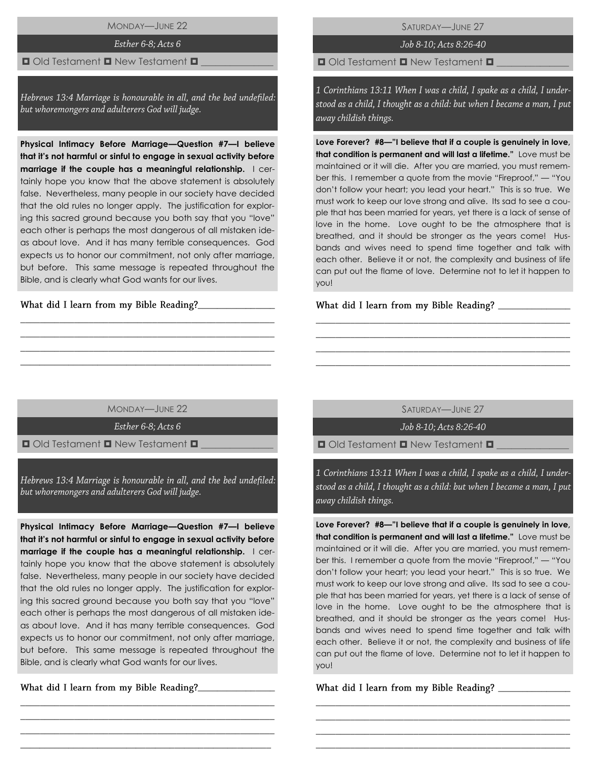## Monday—June 22

*Esther 6-8; Acts 6*

□ Old Testament □ New Testament □ _______________

*Hebrews 13:4 Marriage is honourable in all, and the bed undefiled: but whoremongers and adulterers God will judge.*

**Physical Intimacy Before Marriage—Question #7—I believe that it's not harmful or sinful to engage in sexual activity before marriage if the couple has a meaningful relationship.** I certainly hope you know that the above statement is absolutely false. Nevertheless, many people in our society have decided that the old rules no longer apply. The justification for exploring this sacred ground because you both say that you "love" each other is perhaps the most dangerous of all mistaken ideas about love. And it has many terrible consequences. God expects us to honor our commitment, not only after marriage, but before. This same message is repeated throughout the Bible, and is clearly what God wants for our lives.

What did I learn from my Bible Reading?_______________

_______________________________________________

_______________________________________________

_______________________________________________

_______________________________________________

## Saturday—June 27

*Job 8-10; Acts 8:26-40*

□ Old Testament □ New Testament □ _______________

*1 Corinthians 13:11 When I was a child, I spake as a child, I understood as a child, I thought as a child: but when I became a man, I put away childish things.*

**Love Forever? #8—"I believe that if a couple is genuinely in love, that condition is permanent and will last a lifetime."** Love must be maintained or it will die. After you are married, you must remember this. I remember a quote from the movie "Fireproof," — "You don't follow your heart; you lead your heart." This is so true. We must work to keep our love strong and alive. Its sad to see a couple that has been married for years, yet there is a lack of sense of love in the home. Love ought to be the atmosphere that is breathed, and it should be stronger as the years come! Husbands and wives need to spend time together and talk with each other. Believe it or not, the complexity and business of life can put out the flame of love. Determine not to let it happen to you!

What did I learn from my Bible Reading? _______________

_______________________________________________

_______________________________________________

_______________________________________________

_______________________________________________

## Monday—June 22

*Esther 6-8; Acts 6*

□ Old Testament □ New Testament □ _______________

*Hebrews 13:4 Marriage is honourable in all, and the bed undefiled: but whoremongers and adulterers God will judge.*

**Physical Intimacy Before Marriage—Question #7—I believe that it's not harmful or sinful to engage in sexual activity before marriage if the couple has a meaningful relationship.** I certainly hope you know that the above statement is absolutely false. Nevertheless, many people in our society have decided that the old rules no longer apply. The justification for exploring this sacred ground because you both say that you "love" each other is perhaps the most dangerous of all mistaken ideas about love. And it has many terrible consequences. God expects us to honor our commitment, not only after marriage, but before. This same message is repeated throughout the Bible, and is clearly what God wants for our lives.

What did I learn from my Bible Reading?_______________

_______________________________________________

_______________________________________________

_______________________________________________

_______________________________________________

## Saturday—June 27

*Job 8-10; Acts 8:26-40*

□ Old Testament □ New Testament □ _______________

*1 Corinthians 13:11 When I was a child, I spake as a child, I understood as a child, I thought as a child: but when I became a man, I put away childish things.*

**Love Forever? #8—"I believe that if a couple is genuinely in love, that condition is permanent and will last a lifetime."** Love must be maintained or it will die. After you are married, you must remember this. I remember a quote from the movie "Fireproof," — "You don't follow your heart; you lead your heart." This is so true. We must work to keep our love strong and alive. Its sad to see a couple that has been married for years, yet there is a lack of sense of love in the home. Love ought to be the atmosphere that is breathed, and it should be stronger as the years come! Husbands and wives need to spend time together and talk with each other. Believe it or not, the complexity and business of life can put out the flame of love. Determine not to let it happen to you!

What did I learn from my Bible Reading? _______________

_______________________________________________

_______________________________________________

_______________________________________________

_______________________________________________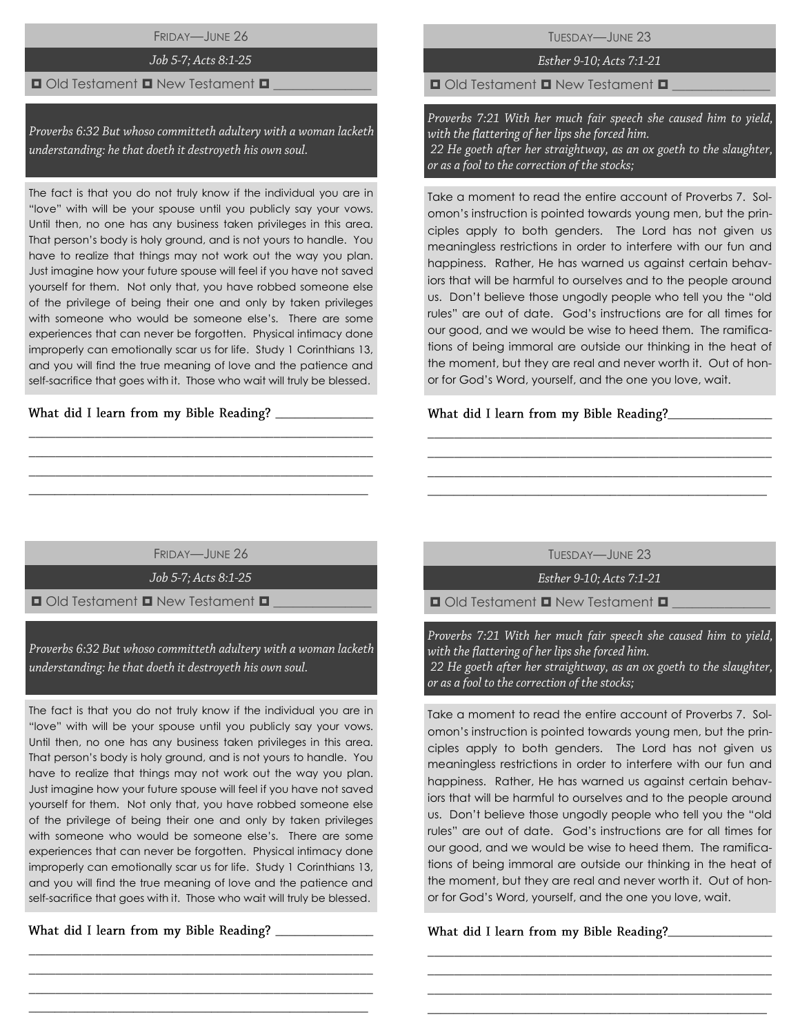## Friday—June 26

*Job 5-7; Acts 8:1-25*

◘ Old Testament ◘ New Testament ◘ _______________

*Proverbs 6:32 But whoso committeth adultery with a woman lacketh understanding: he that doeth it destroyeth his own soul.*

The fact is that you do not truly know if the individual you are in "love" with will be your spouse until you publicly say your vows. Until then, no one has any business taken privileges in this area. That person's body is holy ground, and is not yours to handle. You have to realize that things may not work out the way you plan. Just imagine how your future spouse will feel if you have not saved yourself for them. Not only that, you have robbed someone else of the privilege of being their one and only by taken privileges with someone who would be someone else's. There are some experiences that can never be forgotten. Physical intimacy done improperly can emotionally scar us for life. Study 1 Corinthians 13, and you will find the true meaning of love and the patience and self-sacrifice that goes with it. Those who wait will truly be blessed.

**What did I learn from my Bible Reading?** _______________

_______________________________________________

_______________________________________________

_______________________________________________

_______________________________________________

## Tuesday—June 23

*Esther 9-10; Acts 7:1-21*

◘ Old Testament ◘ New Testament ◘ _______________

*Proverbs 7:21 With her much fair speech she caused him to yield, with the flattering of her lips she forced him.*
*22 He goeth after her straightway, as an ox goeth to the slaughter, or as a fool to the correction of the stocks;*

Take a moment to read the entire account of Proverbs 7. Solomon's instruction is pointed towards young men, but the principles apply to both genders. The Lord has not given us meaningless restrictions in order to interfere with our fun and happiness. Rather, He has warned us against certain behaviors that will be harmful to ourselves and to the people around us. Don't believe those ungodly people who tell you the "old rules" are out of date. God's instructions are for all times for our good, and we would be wise to heed them. The ramifications of being immoral are outside our thinking in the heat of the moment, but they are real and never worth it. Out of honor for God's Word, yourself, and the one you love, wait.

**What did I learn from my Bible Reading?** _______________

_______________________________________________

_______________________________________________

_______________________________________________

_______________________________________________

## Friday—June 26

*Job 5-7; Acts 8:1-25*

◘ Old Testament ◘ New Testament ◘ _______________

*Proverbs 6:32 But whoso committeth adultery with a woman lacketh understanding: he that doeth it destroyeth his own soul.*

The fact is that you do not truly know if the individual you are in "love" with will be your spouse until you publicly say your vows. Until then, no one has any business taken privileges in this area. That person's body is holy ground, and is not yours to handle. You have to realize that things may not work out the way you plan. Just imagine how your future spouse will feel if you have not saved yourself for them. Not only that, you have robbed someone else of the privilege of being their one and only by taken privileges with someone who would be someone else's. There are some experiences that can never be forgotten. Physical intimacy done improperly can emotionally scar us for life. Study 1 Corinthians 13, and you will find the true meaning of love and the patience and self-sacrifice that goes with it. Those who wait will truly be blessed.

**What did I learn from my Bible Reading?** _______________

_______________________________________________

_______________________________________________

_______________________________________________

_______________________________________________

## Tuesday—June 23

*Esther 9-10; Acts 7:1-21*

◘ Old Testament ◘ New Testament ◘ _______________

*Proverbs 7:21 With her much fair speech she caused him to yield, with the flattering of her lips she forced him.*
*22 He goeth after her straightway, as an ox goeth to the slaughter, or as a fool to the correction of the stocks;*

Take a moment to read the entire account of Proverbs 7. Solomon's instruction is pointed towards young men, but the principles apply to both genders. The Lord has not given us meaningless restrictions in order to interfere with our fun and happiness. Rather, He has warned us against certain behaviors that will be harmful to ourselves and to the people around us. Don't believe those ungodly people who tell you the "old rules" are out of date. God's instructions are for all times for our good, and we would be wise to heed them. The ramifications of being immoral are outside our thinking in the heat of the moment, but they are real and never worth it. Out of honor for God's Word, yourself, and the one you love, wait.

**What did I learn from my Bible Reading?** _______________

_______________________________________________

_______________________________________________

_______________________________________________

_______________________________________________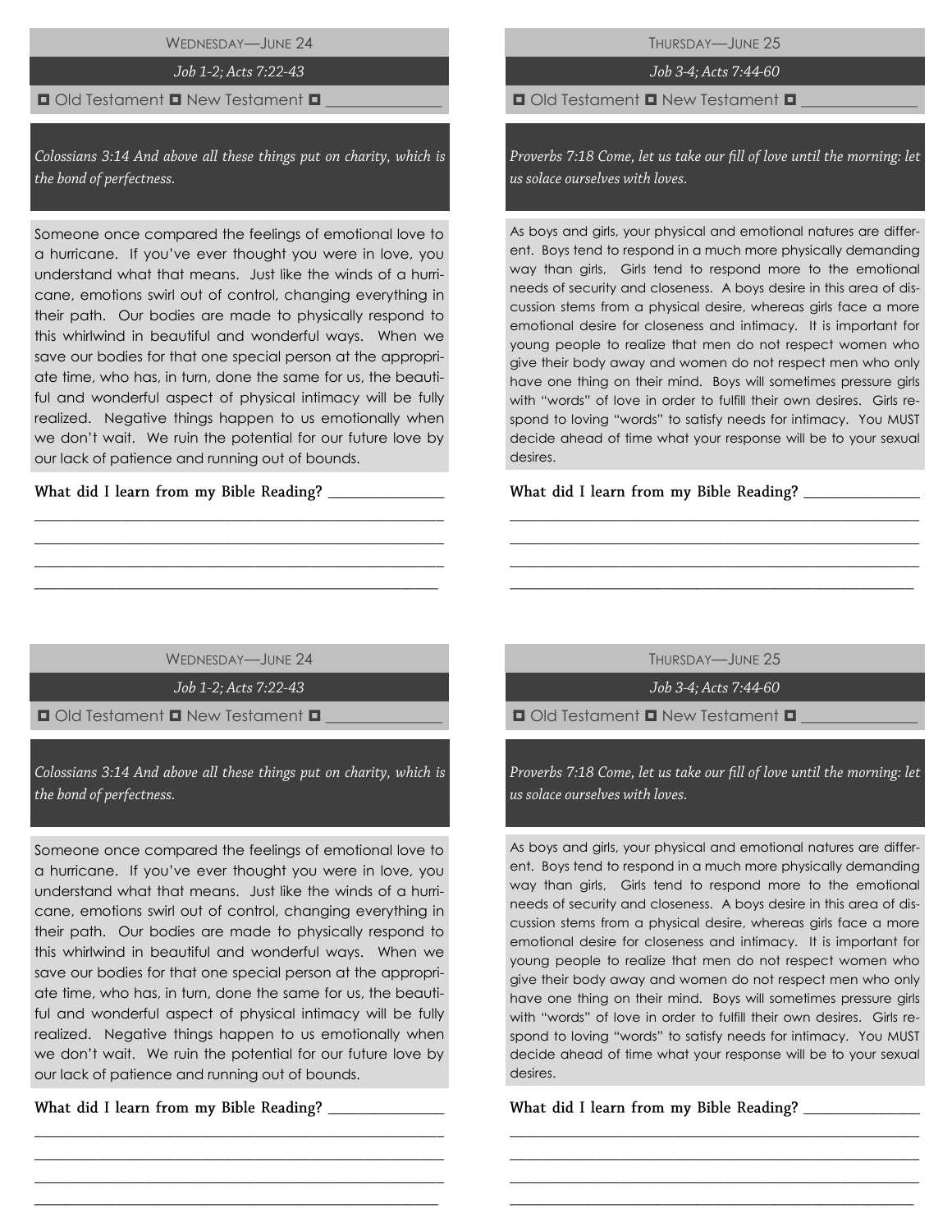## Wednesday—June 24

*Job 1-2; Acts 7:22-43*

◘ Old Testament ◘ New Testament ◘ ______________

*Colossians 3:14 And above all these things put on charity, which is the bond of perfectness.*

Someone once compared the feelings of emotional love to a hurricane. If you've ever thought you were in love, you understand what that means. Just like the winds of a hurricane, emotions swirl out of control, changing everything in their path. Our bodies are made to physically respond to this whirlwind in beautiful and wonderful ways. When we save our bodies for that one special person at the appropriate time, who has, in turn, done the same for us, the beautiful and wonderful aspect of physical intimacy will be fully realized. Negative things happen to us emotionally when we don't wait. We ruin the potential for our future love by our lack of patience and running out of bounds.

**What did I learn from my Bible Reading?** ______________

______________________________________________

______________________________________________

______________________________________________

______________________________________________

## Thursday—June 25

*Job 3-4; Acts 7:44-60*

◘ Old Testament ◘ New Testament ◘ ______________

*Proverbs 7:18 Come, let us take our fill of love until the morning: let us solace ourselves with loves.*

As boys and girls, your physical and emotional natures are different. Boys tend to respond in a much more physically demanding way than girls, Girls tend to respond more to the emotional needs of security and closeness. A boys desire in this area of discussion stems from a physical desire, whereas girls face a more emotional desire for closeness and intimacy. It is important for young people to realize that men do not respect women who give their body away and women do not respect men who only have one thing on their mind. Boys will sometimes pressure girls with "words" of love in order to fulfill their own desires. Girls respond to loving "words" to satisfy needs for intimacy. You MUST decide ahead of time what your response will be to your sexual desires.

**What did I learn from my Bible Reading?** ______________

______________________________________________

______________________________________________

______________________________________________

______________________________________________

## Wednesday—June 24

*Job 1-2; Acts 7:22-43*

◘ Old Testament ◘ New Testament ◘ ______________

*Colossians 3:14 And above all these things put on charity, which is the bond of perfectness.*

Someone once compared the feelings of emotional love to a hurricane. If you've ever thought you were in love, you understand what that means. Just like the winds of a hurricane, emotions swirl out of control, changing everything in their path. Our bodies are made to physically respond to this whirlwind in beautiful and wonderful ways. When we save our bodies for that one special person at the appropriate time, who has, in turn, done the same for us, the beautiful and wonderful aspect of physical intimacy will be fully realized. Negative things happen to us emotionally when we don't wait. We ruin the potential for our future love by our lack of patience and running out of bounds.

**What did I learn from my Bible Reading?** ______________

______________________________________________

______________________________________________

______________________________________________

______________________________________________

## Thursday—June 25

*Job 3-4; Acts 7:44-60*

◘ Old Testament ◘ New Testament ◘ ______________

*Proverbs 7:18 Come, let us take our fill of love until the morning: let us solace ourselves with loves.*

As boys and girls, your physical and emotional natures are different. Boys tend to respond in a much more physically demanding way than girls, Girls tend to respond more to the emotional needs of security and closeness. A boys desire in this area of discussion stems from a physical desire, whereas girls face a more emotional desire for closeness and intimacy. It is important for young people to realize that men do not respect women who give their body away and women do not respect men who only have one thing on their mind. Boys will sometimes pressure girls with "words" of love in order to fulfill their own desires. Girls respond to loving "words" to satisfy needs for intimacy. You MUST decide ahead of time what your response will be to your sexual desires.

**What did I learn from my Bible Reading?** ______________

______________________________________________

______________________________________________

______________________________________________

______________________________________________